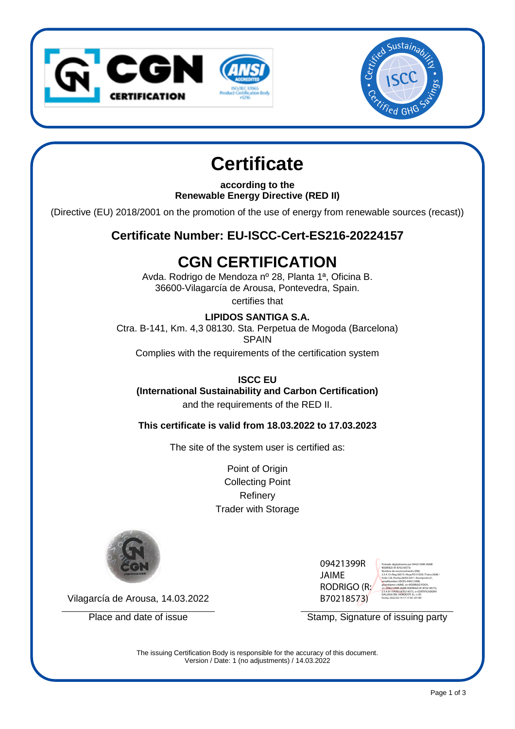# Certificate

**according to the**
**Renewable Energy Directive (RED II)**

(Directive (EU) 2018/2001 on the promotion of the use of energy from renewable sources (recast))

## Certificate Number: EU-ISCC-Cert-ES216-20224157

## CGN CERTIFICATION

Avda. Rodrigo de Mendoza nº 28, Planta 1ª, Oficina B.
36600-Vilagarcía de Arousa, Pontevedra, Spain.

certifies that

**LIPIDOS SANTIGA S.A.**
Ctra. B-141, Km. 4,3 08130. Sta. Perpetua de Mogoda (Barcelona)
SPAIN

Complies with the requirements of the certification system

**ISCC EU**
**(International Sustainability and Carbon Certification)**
and the requirements of the RED II.

**This certificate is valid from 18.03.2022 to 17.03.2023**

The site of the system user is certified as:

Point of Origin
Collecting Point
Refinery
Trader with Storage

Vilagarcía de Arousa, 14.03.2022

Place and date of issue

09421399R JAIME RODRIGO (R: B70218573)

Stamp, Signature of issuing party

The issuing Certification Body is responsible for the accuracy of this document.
Version / Date: 1 (no adjustments) / 14.03.2022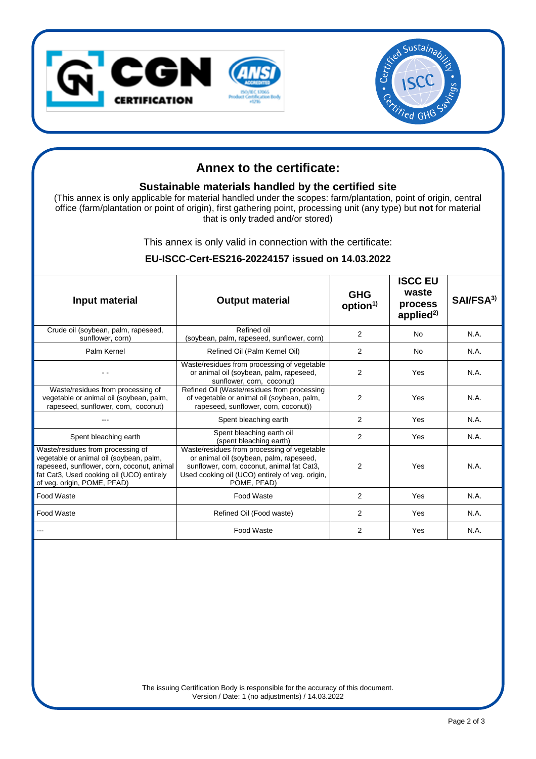# Annex to the certificate:

## Sustainable materials handled by the certified site

(This annex is only applicable for material handled under the scopes: farm/plantation, point of origin, central office (farm/plantation or point of origin), first gathering point, processing unit (any type) but **not** for material that is only traded and/or stored)

This annex is only valid in connection with the certificate:

**EU-ISCC-Cert-ES216-20224157 issued on 14.03.2022**

| Input material | Output material | GHG option[1)] | ISCC EU waste process applied[2)] | SAI/FSA[3)] |
|---|---|---|---|---|
| Crude oil (soybean, palm, rapeseed, sunflower, corn) | Refined oil (soybean, palm, rapeseed, sunflower, corn) | 2 | No | N.A. |
| Palm Kernel | Refined Oil (Palm Kernel Oil) | 2 | No | N.A. |
| - - | Waste/residues from processing of vegetable or animal oil (soybean, palm, rapeseed, sunflower, corn, coconut) | 2 | Yes | N.A. |
| Waste/residues from processing of vegetable or animal oil (soybean, palm, rapeseed, sunflower, corn, coconut) | Refined Oil (Waste/residues from processing of vegetable or animal oil (soybean, palm, rapeseed, sunflower, corn, coconut)) | 2 | Yes | N.A. |
| --- | Spent bleaching earth | 2 | Yes | N.A. |
| Spent bleaching earth | Spent bleaching earth oil (spent bleaching earth) | 2 | Yes | N.A. |
| Waste/residues from processing of vegetable or animal oil (soybean, palm, rapeseed, sunflower, corn, coconut, animal fat Cat3, Used cooking oil (UCO) entirely of veg. origin, POME, PFAD) | Waste/residues from processing of vegetable or animal oil (soybean, palm, rapeseed, sunflower, corn, coconut, animal fat Cat3, Used cooking oil (UCO) entirely of veg. origin, POME, PFAD) | 2 | Yes | N.A. |
| Food Waste | Food Waste | 2 | Yes | N.A. |
| Food Waste | Refined Oil (Food waste) | 2 | Yes | N.A. |
| --- | Food Waste | 2 | Yes | N.A. |

The issuing Certification Body is responsible for the accuracy of this document.
Version / Date: 1 (no adjustments) / 14.03.2022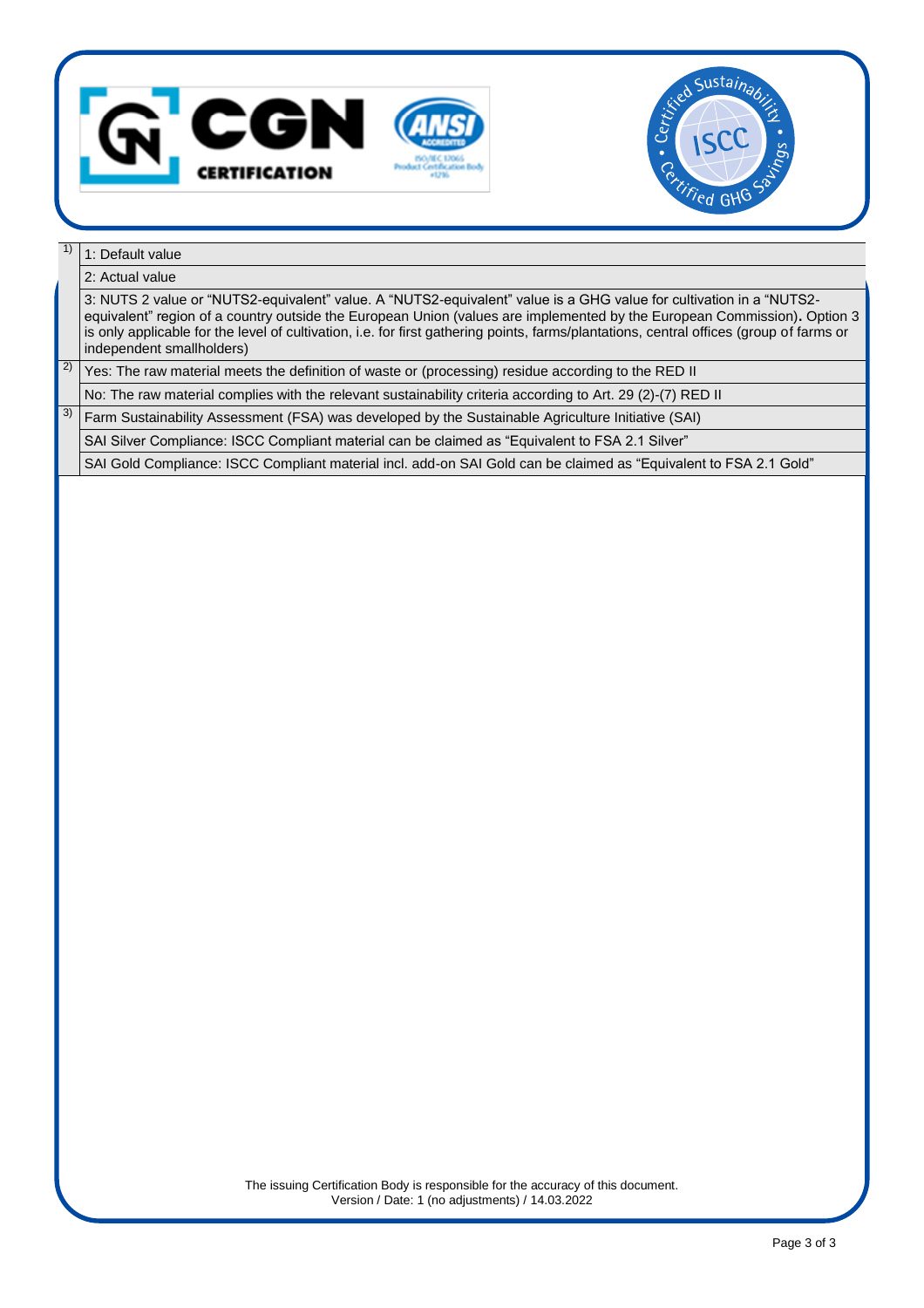| | |
|---|---|
| [1] | 1: Default value |
| | 2: Actual value |
| | 3: NUTS 2 value or "NUTS2-equivalent" value. A "NUTS2-equivalent" value is a GHG value for cultivation in a "NUTS2-equivalent" region of a country outside the European Union (values are implemented by the European Commission). Option 3 is only applicable for the level of cultivation, i.e. for first gathering points, farms/plantations, central offices (group of farms or independent smallholders) |
| [2] | Yes: The raw material meets the definition of waste or (processing) residue according to the RED II |
| | No: The raw material complies with the relevant sustainability criteria according to Art. 29 (2)-(7) RED II |
| [3] | Farm Sustainability Assessment (FSA) was developed by the Sustainable Agriculture Initiative (SAI) |
| | SAI Silver Compliance: ISCC Compliant material can be claimed as "Equivalent to FSA 2.1 Silver" |
| | SAI Gold Compliance: ISCC Compliant material incl. add-on SAI Gold can be claimed as "Equivalent to FSA 2.1 Gold" |

The issuing Certification Body is responsible for the accuracy of this document.
Version / Date: 1 (no adjustments) / 14.03.2022